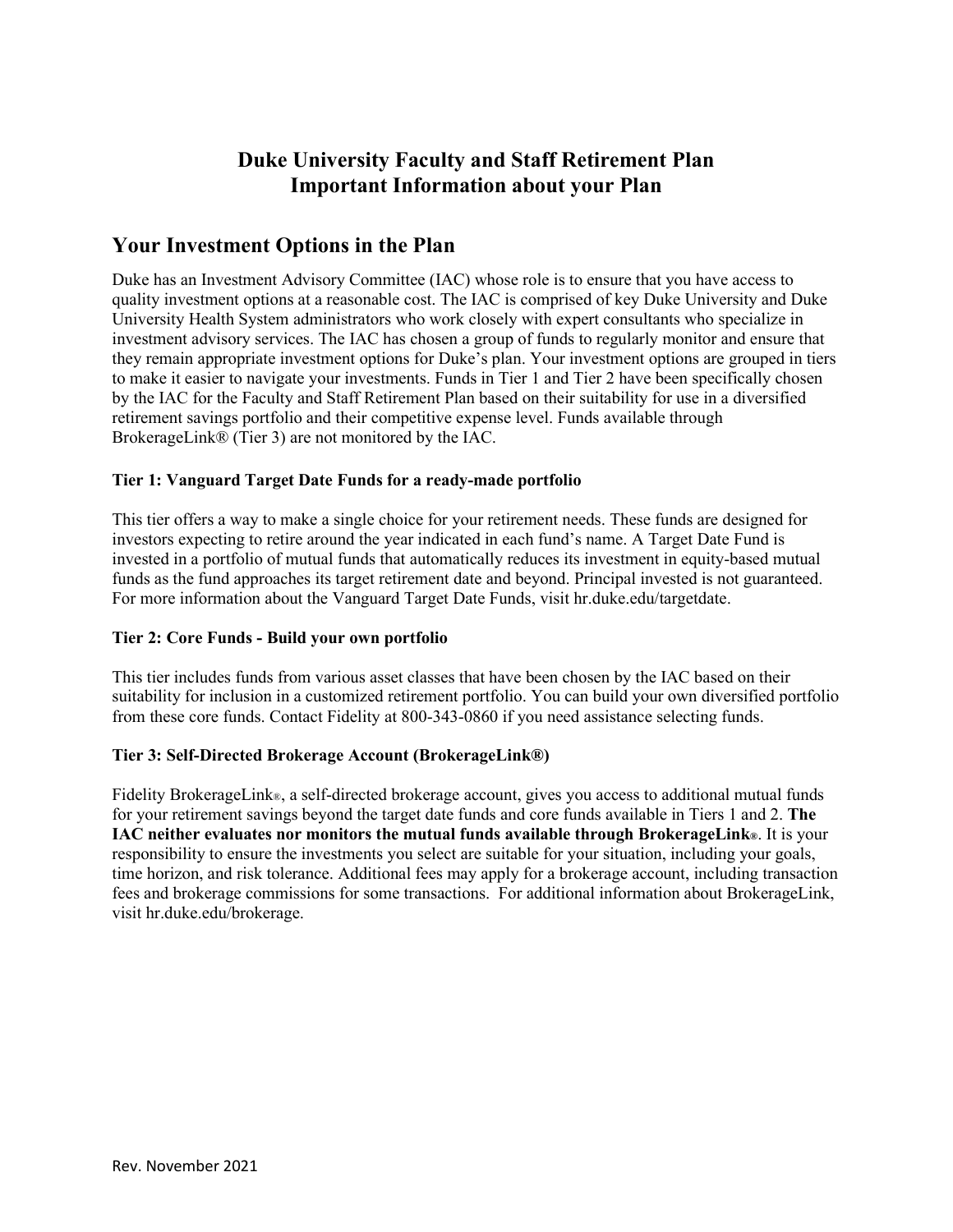# Duke University Faculty and Staff Retirement Plan
# Important Information about your Plan

## Your Investment Options in the Plan

Duke has an Investment Advisory Committee (IAC) whose role is to ensure that you have access to quality investment options at a reasonable cost. The IAC is comprised of key Duke University and Duke University Health System administrators who work closely with expert consultants who specialize in investment advisory services. The IAC has chosen a group of funds to regularly monitor and ensure that they remain appropriate investment options for Duke's plan. Your investment options are grouped in tiers to make it easier to navigate your investments. Funds in Tier 1 and Tier 2 have been specifically chosen by the IAC for the Faculty and Staff Retirement Plan based on their suitability for use in a diversified retirement savings portfolio and their competitive expense level. Funds available through BrokerageLink® (Tier 3) are not monitored by the IAC.

**Tier 1: Vanguard Target Date Funds for a ready-made portfolio**

This tier offers a way to make a single choice for your retirement needs. These funds are designed for investors expecting to retire around the year indicated in each fund's name. A Target Date Fund is invested in a portfolio of mutual funds that automatically reduces its investment in equity-based mutual funds as the fund approaches its target retirement date and beyond. Principal invested is not guaranteed. For more information about the Vanguard Target Date Funds, visit hr.duke.edu/targetdate.

**Tier 2: Core Funds - Build your own portfolio**

This tier includes funds from various asset classes that have been chosen by the IAC based on their suitability for inclusion in a customized retirement portfolio. You can build your own diversified portfolio from these core funds. Contact Fidelity at 800-343-0860 if you need assistance selecting funds.

**Tier 3: Self-Directed Brokerage Account (BrokerageLink®)**

Fidelity BrokerageLink®, a self-directed brokerage account, gives you access to additional mutual funds for your retirement savings beyond the target date funds and core funds available in Tiers 1 and 2. **The IAC neither evaluates nor monitors the mutual funds available through BrokerageLink®**. It is your responsibility to ensure the investments you select are suitable for your situation, including your goals, time horizon, and risk tolerance. Additional fees may apply for a brokerage account, including transaction fees and brokerage commissions for some transactions. For additional information about BrokerageLink, visit hr.duke.edu/brokerage.

Rev. November 2021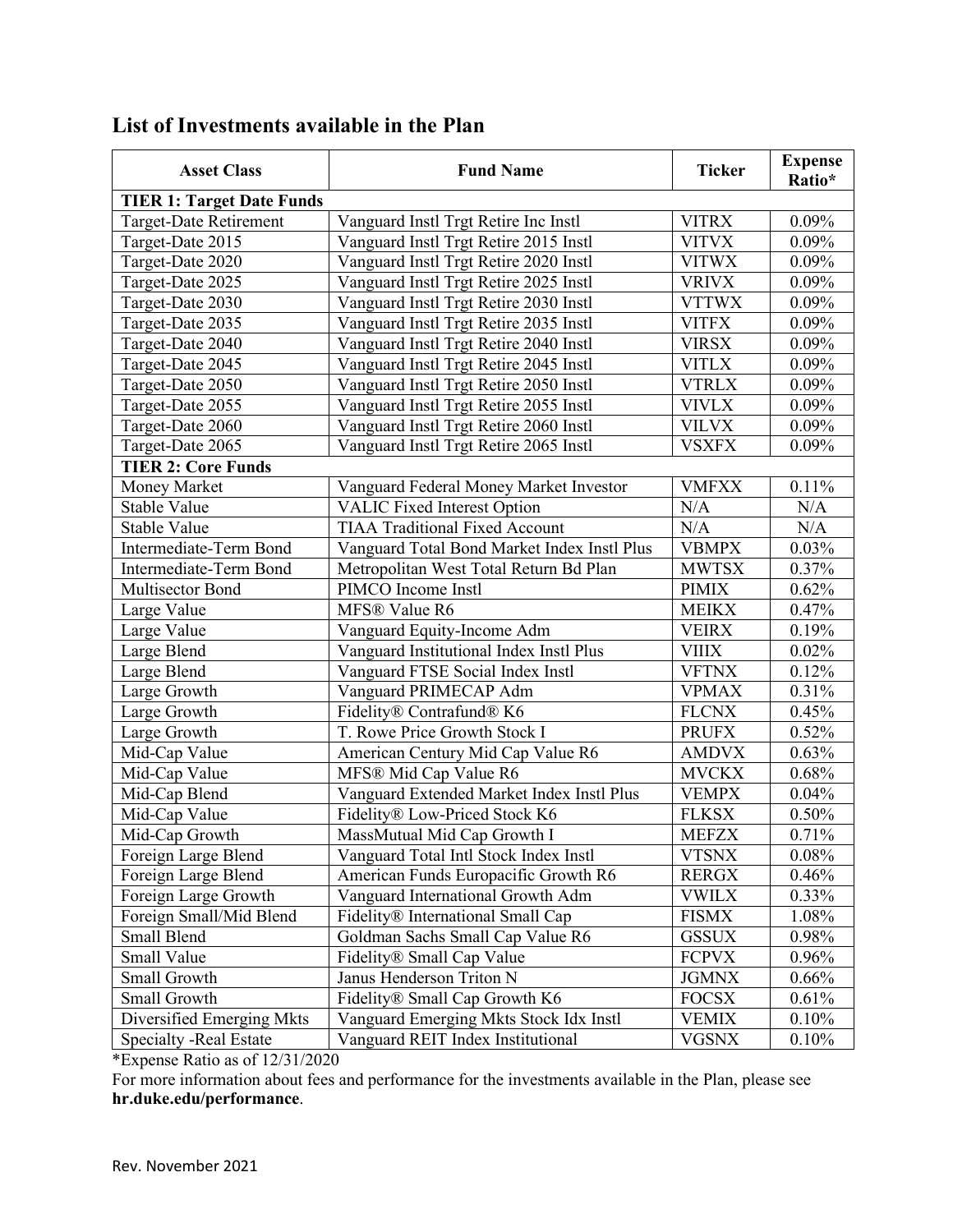## List of Investments available in the Plan

| Asset Class | Fund Name | Ticker | Expense Ratio* |
|---|---|---|---|
| **TIER 1: Target Date Funds** | | | |
| Target-Date Retirement | Vanguard Instl Trgt Retire Inc Instl | VITRX | 0.09% |
| Target-Date 2015 | Vanguard Instl Trgt Retire 2015 Instl | VITVX | 0.09% |
| Target-Date 2020 | Vanguard Instl Trgt Retire 2020 Instl | VITWX | 0.09% |
| Target-Date 2025 | Vanguard Instl Trgt Retire 2025 Instl | VRIVX | 0.09% |
| Target-Date 2030 | Vanguard Instl Trgt Retire 2030 Instl | VTTWX | 0.09% |
| Target-Date 2035 | Vanguard Instl Trgt Retire 2035 Instl | VITFX | 0.09% |
| Target-Date 2040 | Vanguard Instl Trgt Retire 2040 Instl | VIRSX | 0.09% |
| Target-Date 2045 | Vanguard Instl Trgt Retire 2045 Instl | VITLX | 0.09% |
| Target-Date 2050 | Vanguard Instl Trgt Retire 2050 Instl | VTRLX | 0.09% |
| Target-Date 2055 | Vanguard Instl Trgt Retire 2055 Instl | VIVLX | 0.09% |
| Target-Date 2060 | Vanguard Instl Trgt Retire 2060 Instl | VILVX | 0.09% |
| Target-Date 2065 | Vanguard Instl Trgt Retire 2065 Instl | VSXFX | 0.09% |
| **TIER 2: Core Funds** | | | |
| Money Market | Vanguard Federal Money Market Investor | VMFXX | 0.11% |
| Stable Value | VALIC Fixed Interest Option | N/A | N/A |
| Stable Value | TIAA Traditional Fixed Account | N/A | N/A |
| Intermediate-Term Bond | Vanguard Total Bond Market Index Instl Plus | VBMPX | 0.03% |
| Intermediate-Term Bond | Metropolitan West Total Return Bd Plan | MWTSX | 0.37% |
| Multisector Bond | PIMCO Income Instl | PIMIX | 0.62% |
| Large Value | MFS® Value R6 | MEIKX | 0.47% |
| Large Value | Vanguard Equity-Income Adm | VEIRX | 0.19% |
| Large Blend | Vanguard Institutional Index Instl Plus | VIIIX | 0.02% |
| Large Blend | Vanguard FTSE Social Index Instl | VFTNX | 0.12% |
| Large Growth | Vanguard PRIMECAP Adm | VPMAX | 0.31% |
| Large Growth | Fidelity® Contrafund® K6 | FLCNX | 0.45% |
| Large Growth | T. Rowe Price Growth Stock I | PRUFX | 0.52% |
| Mid-Cap Value | American Century Mid Cap Value R6 | AMDVX | 0.63% |
| Mid-Cap Value | MFS® Mid Cap Value R6 | MVCKX | 0.68% |
| Mid-Cap Blend | Vanguard Extended Market Index Instl Plus | VEMPX | 0.04% |
| Mid-Cap Value | Fidelity® Low-Priced Stock K6 | FLKSX | 0.50% |
| Mid-Cap Growth | MassMutual Mid Cap Growth I | MEFZX | 0.71% |
| Foreign Large Blend | Vanguard Total Intl Stock Index Instl | VTSNX | 0.08% |
| Foreign Large Blend | American Funds Europacific Growth R6 | RERGX | 0.46% |
| Foreign Large Growth | Vanguard International Growth Adm | VWILX | 0.33% |
| Foreign Small/Mid Blend | Fidelity® International Small Cap | FISMX | 1.08% |
| Small Blend | Goldman Sachs Small Cap Value R6 | GSSUX | 0.98% |
| Small Value | Fidelity® Small Cap Value | FCPVX | 0.96% |
| Small Growth | Janus Henderson Triton N | JGMNX | 0.66% |
| Small Growth | Fidelity® Small Cap Growth K6 | FOCSX | 0.61% |
| Diversified Emerging Mkts | Vanguard Emerging Mkts Stock Idx Instl | VEMIX | 0.10% |
| Specialty -Real Estate | Vanguard REIT Index Institutional | VGSNX | 0.10% |

*Expense Ratio as of 12/31/2020

For more information about fees and performance for the investments available in the Plan, please see **hr.duke.edu/performance**.

Rev. November 2021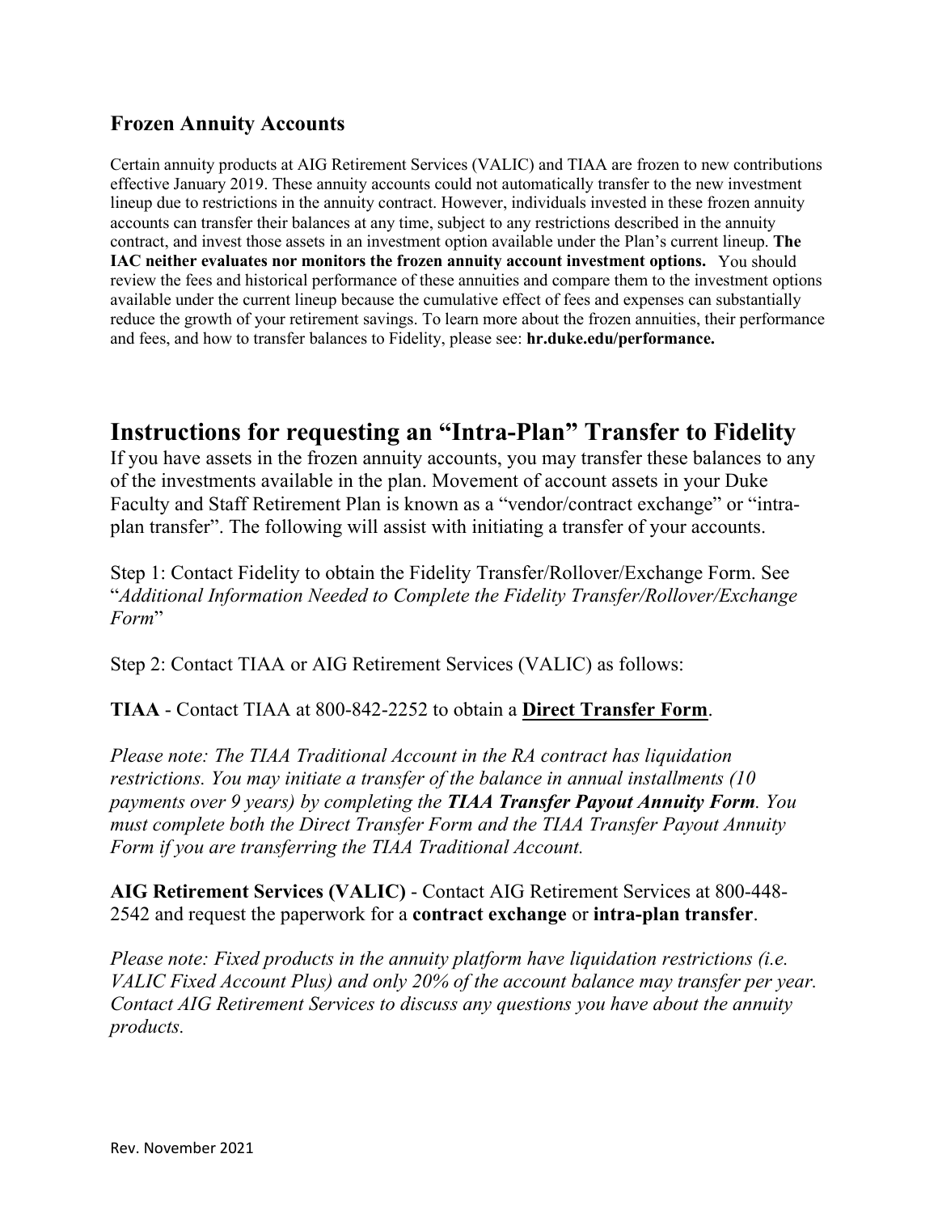## Frozen Annuity Accounts

Certain annuity products at AIG Retirement Services (VALIC) and TIAA are frozen to new contributions effective January 2019. These annuity accounts could not automatically transfer to the new investment lineup due to restrictions in the annuity contract. However, individuals invested in these frozen annuity accounts can transfer their balances at any time, subject to any restrictions described in the annuity contract, and invest those assets in an investment option available under the Plan's current lineup. **The IAC neither evaluates nor monitors the frozen annuity account investment options.** You should review the fees and historical performance of these annuities and compare them to the investment options available under the current lineup because the cumulative effect of fees and expenses can substantially reduce the growth of your retirement savings. To learn more about the frozen annuities, their performance and fees, and how to transfer balances to Fidelity, please see: **hr.duke.edu/performance.**

# Instructions for requesting an "Intra-Plan" Transfer to Fidelity

If you have assets in the frozen annuity accounts, you may transfer these balances to any of the investments available in the plan. Movement of account assets in your Duke Faculty and Staff Retirement Plan is known as a "vendor/contract exchange" or "intra-plan transfer". The following will assist with initiating a transfer of your accounts.

Step 1: Contact Fidelity to obtain the Fidelity Transfer/Rollover/Exchange Form. See "*Additional Information Needed to Complete the Fidelity Transfer/Rollover/Exchange Form*"

Step 2: Contact TIAA or AIG Retirement Services (VALIC) as follows:

**TIAA** - Contact TIAA at 800-842-2252 to obtain a **Direct Transfer Form**.

*Please note: The TIAA Traditional Account in the RA contract has liquidation restrictions. You may initiate a transfer of the balance in annual installments (10 payments over 9 years) by completing the* ***TIAA Transfer Payout Annuity Form****. You must complete both the Direct Transfer Form and the TIAA Transfer Payout Annuity Form if you are transferring the TIAA Traditional Account.*

**AIG Retirement Services (VALIC)** - Contact AIG Retirement Services at 800-448-2542 and request the paperwork for a **contract exchange** or **intra-plan transfer**.

*Please note: Fixed products in the annuity platform have liquidation restrictions (i.e. VALIC Fixed Account Plus) and only 20% of the account balance may transfer per year. Contact AIG Retirement Services to discuss any questions you have about the annuity products.*

Rev. November 2021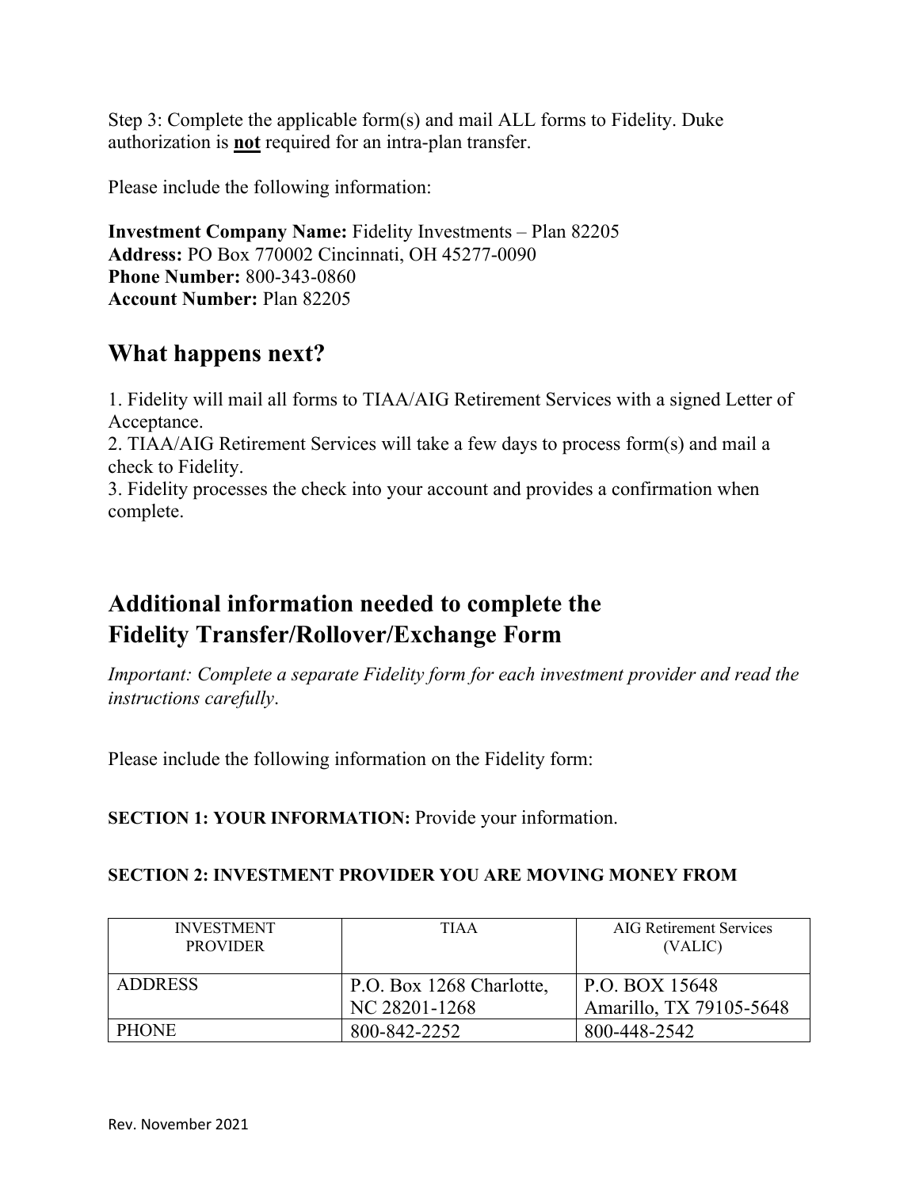Step 3: Complete the applicable form(s) and mail ALL forms to Fidelity. Duke authorization is **not** required for an intra-plan transfer.

Please include the following information:

**Investment Company Name:** Fidelity Investments – Plan 82205
**Address:** PO Box 770002 Cincinnati, OH 45277-0090
**Phone Number:** 800-343-0860
**Account Number:** Plan 82205

## What happens next?

1. Fidelity will mail all forms to TIAA/AIG Retirement Services with a signed Letter of Acceptance.
2. TIAA/AIG Retirement Services will take a few days to process form(s) and mail a check to Fidelity.
3. Fidelity processes the check into your account and provides a confirmation when complete.

## Additional information needed to complete the Fidelity Transfer/Rollover/Exchange Form

*Important: Complete a separate Fidelity form for each investment provider and read the instructions carefully*.

Please include the following information on the Fidelity form:

**SECTION 1: YOUR INFORMATION:** Provide your information.

**SECTION 2: INVESTMENT PROVIDER YOU ARE MOVING MONEY FROM**

| INVESTMENT PROVIDER | TIAA | AIG Retirement Services (VALIC) |
| --- | --- | --- |
| ADDRESS | P.O. Box 1268 Charlotte, NC 28201-1268 | P.O. BOX 15648 Amarillo, TX 79105-5648 |
| PHONE | 800-842-2252 | 800-448-2542 |

Rev. November 2021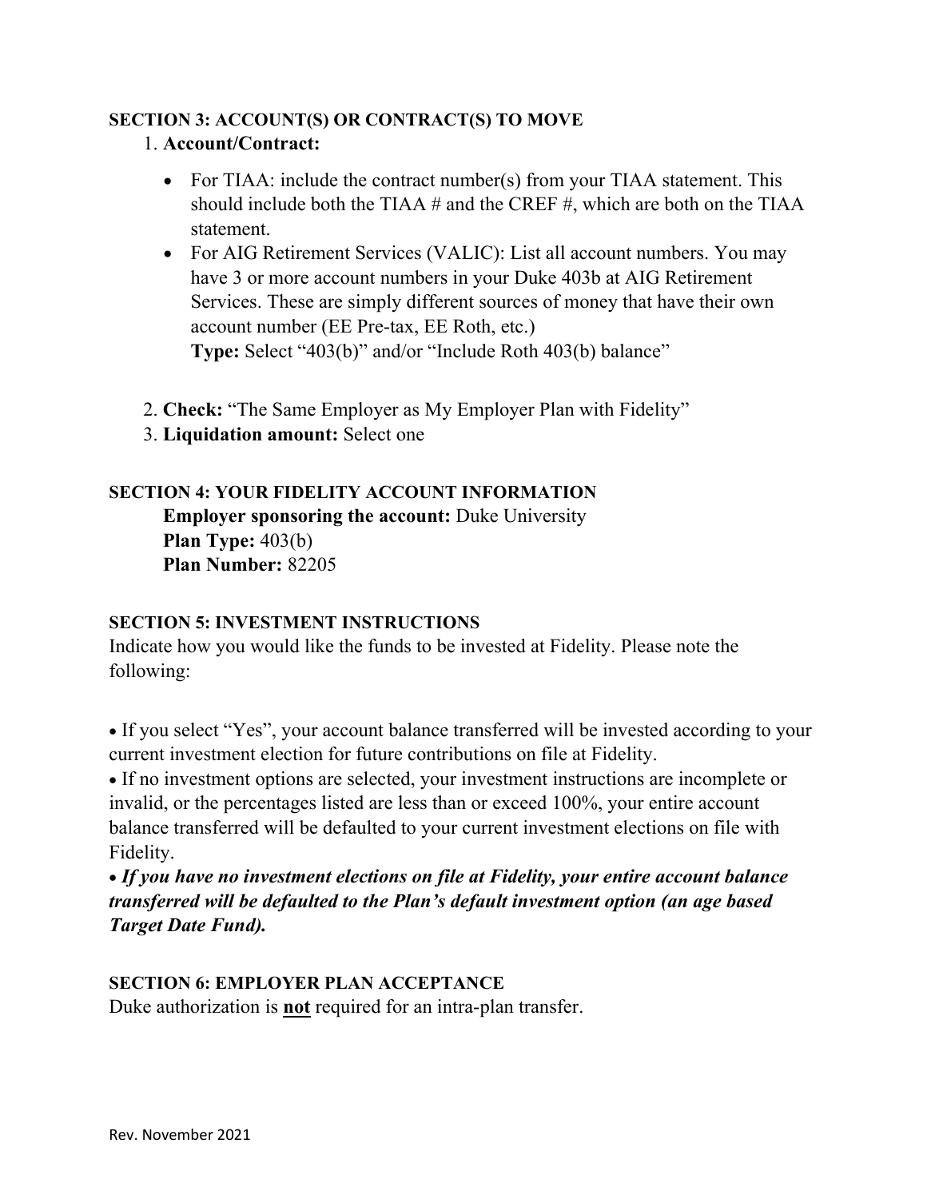**SECTION 3: ACCOUNT(S) OR CONTRACT(S) TO MOVE**

1. **Account/Contract:**
   - For TIAA: include the contract number(s) from your TIAA statement. This should include both the TIAA # and the CREF #, which are both on the TIAA statement.
   - For AIG Retirement Services (VALIC): List all account numbers. You may have 3 or more account numbers in your Duke 403b at AIG Retirement Services. These are simply different sources of money that have their own account number (EE Pre-tax, EE Roth, etc.)
     **Type:** Select "403(b)" and/or "Include Roth 403(b) balance"

2. **Check:** "The Same Employer as My Employer Plan with Fidelity"
3. **Liquidation amount:** Select one

**SECTION 4: YOUR FIDELITY ACCOUNT INFORMATION**

**Employer sponsoring the account:** Duke University
**Plan Type:** 403(b)
**Plan Number:** 82205

**SECTION 5: INVESTMENT INSTRUCTIONS**

Indicate how you would like the funds to be invested at Fidelity. Please note the following:

- If you select "Yes", your account balance transferred will be invested according to your current investment election for future contributions on file at Fidelity.
- If no investment options are selected, your investment instructions are incomplete or invalid, or the percentages listed are less than or exceed 100%, your entire account balance transferred will be defaulted to your current investment elections on file with Fidelity.
- ***If you have no investment elections on file at Fidelity, your entire account balance transferred will be defaulted to the Plan's default investment option (an age based Target Date Fund).***

**SECTION 6: EMPLOYER PLAN ACCEPTANCE**

Duke authorization is **<u>not</u>** required for an intra-plan transfer.

Rev. November 2021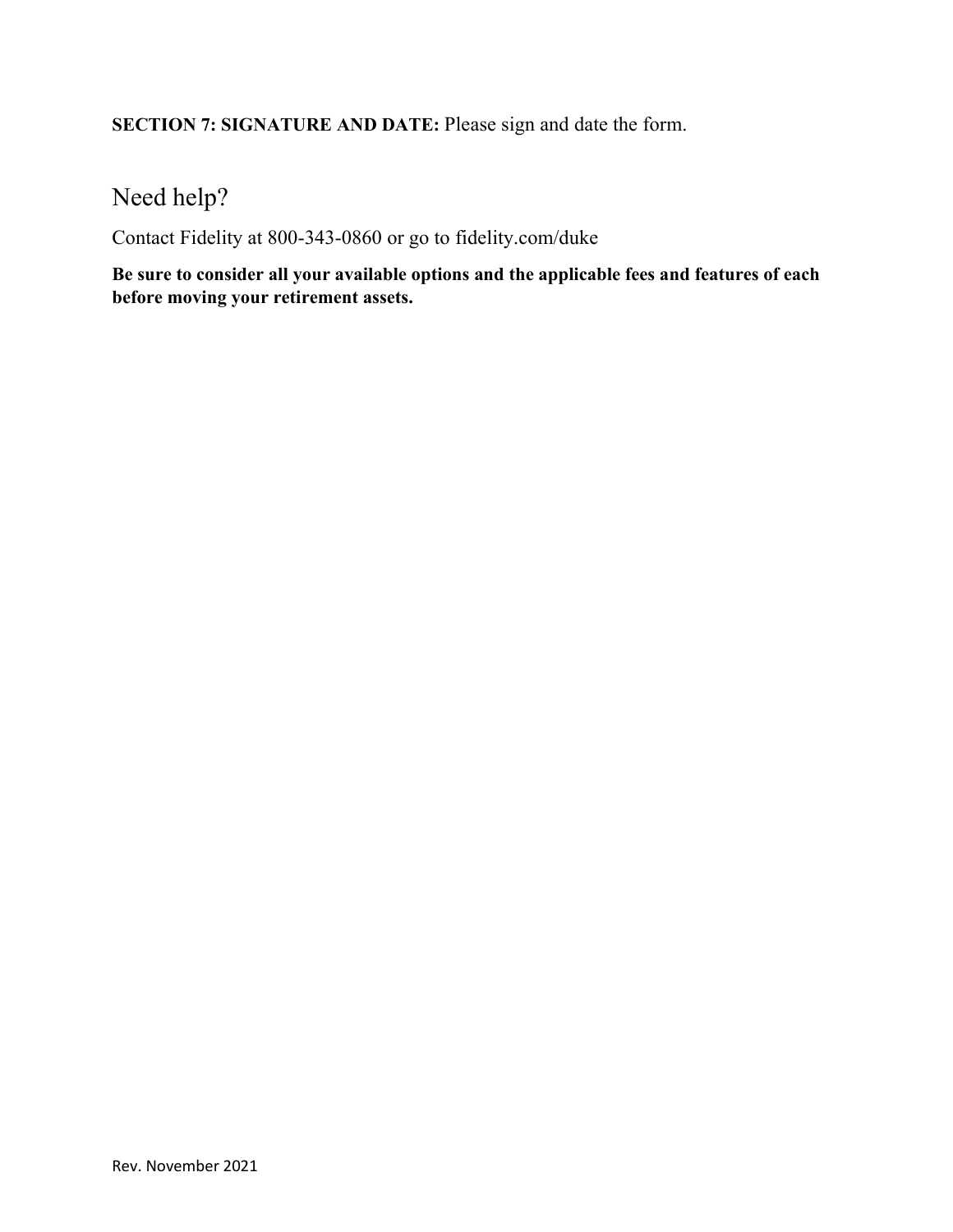**SECTION 7: SIGNATURE AND DATE:** Please sign and date the form.

## Need help?

Contact Fidelity at 800-343-0860 or go to fidelity.com/duke

**Be sure to consider all your available options and the applicable fees and features of each before moving your retirement assets.**

Rev. November 2021